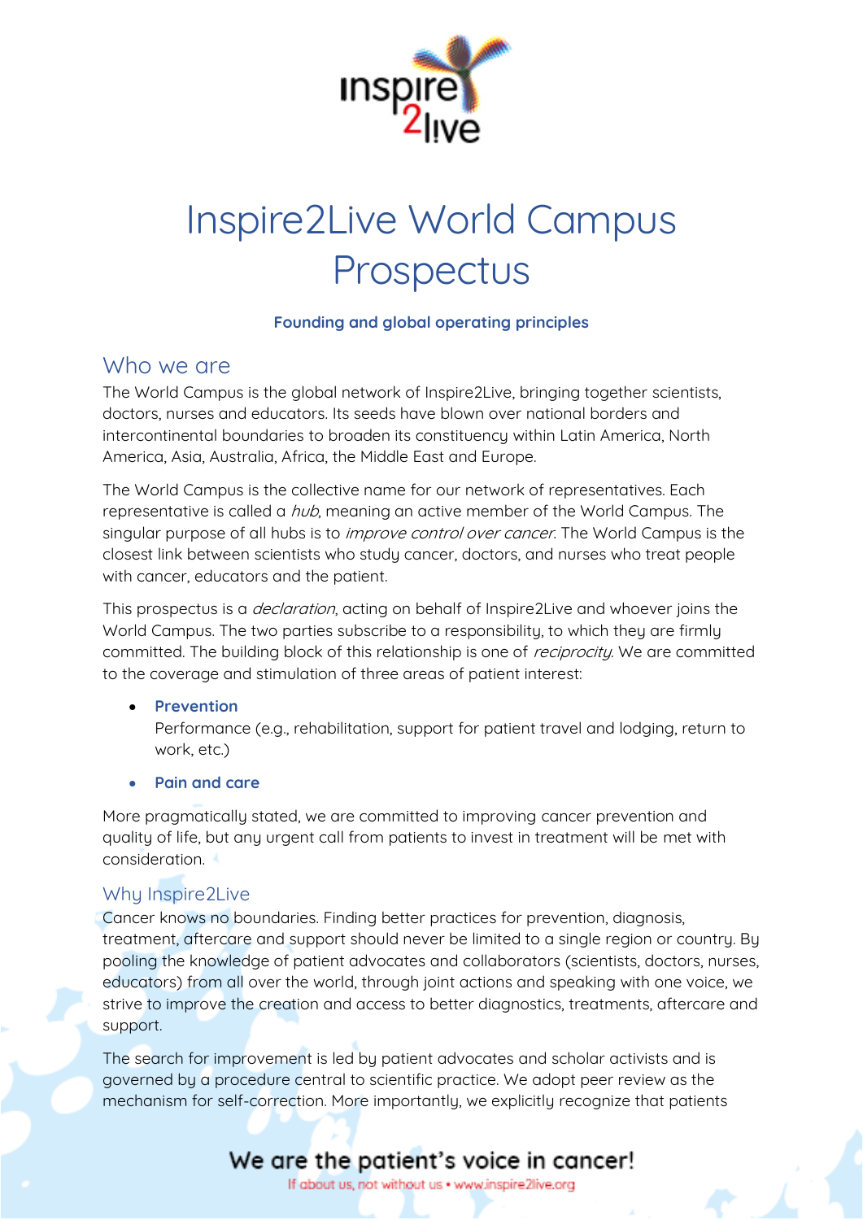# Inspire2Live World Campus Prospectus

**Founding and global operating principles**

## Who we are

The World Campus is the global network of Inspire2Live, bringing together scientists, doctors, nurses and educators. Its seeds have blown over national borders and intercontinental boundaries to broaden its constituency within Latin America, North America, Asia, Australia, Africa, the Middle East and Europe.

The World Campus is the collective name for our network of representatives. Each representative is called a *hub*, meaning an active member of the World Campus. The singular purpose of all hubs is to *improve control over cancer*. The World Campus is the closest link between scientists who study cancer, doctors, and nurses who treat people with cancer, educators and the patient.

This prospectus is a *declaration*, acting on behalf of Inspire2Live and whoever joins the World Campus. The two parties subscribe to a responsibility, to which they are firmly committed. The building block of this relationship is one of *reciprocity*. We are committed to the coverage and stimulation of three areas of patient interest:

- **Prevention**
  Performance (e.g., rehabilitation, support for patient travel and lodging, return to work, etc.)
- **Pain and care**

More pragmatically stated, we are committed to improving cancer prevention and quality of life, but any urgent call from patients to invest in treatment will be met with consideration.

## Why Inspire2Live

Cancer knows no boundaries. Finding better practices for prevention, diagnosis, treatment, aftercare and support should never be limited to a single region or country. By pooling the knowledge of patient advocates and collaborators (scientists, doctors, educators) from all over the world, through joint actions and speaking with one voice, we strive to improve the creation and access to better diagnostics, treatments, aftercare and support.

The search for improvement is led by patient advocates and scholar activists and is governed by a procedure central to scientific practice. We adopt peer review as the mechanism for self-correction. More importantly, we explicitly recognize that patients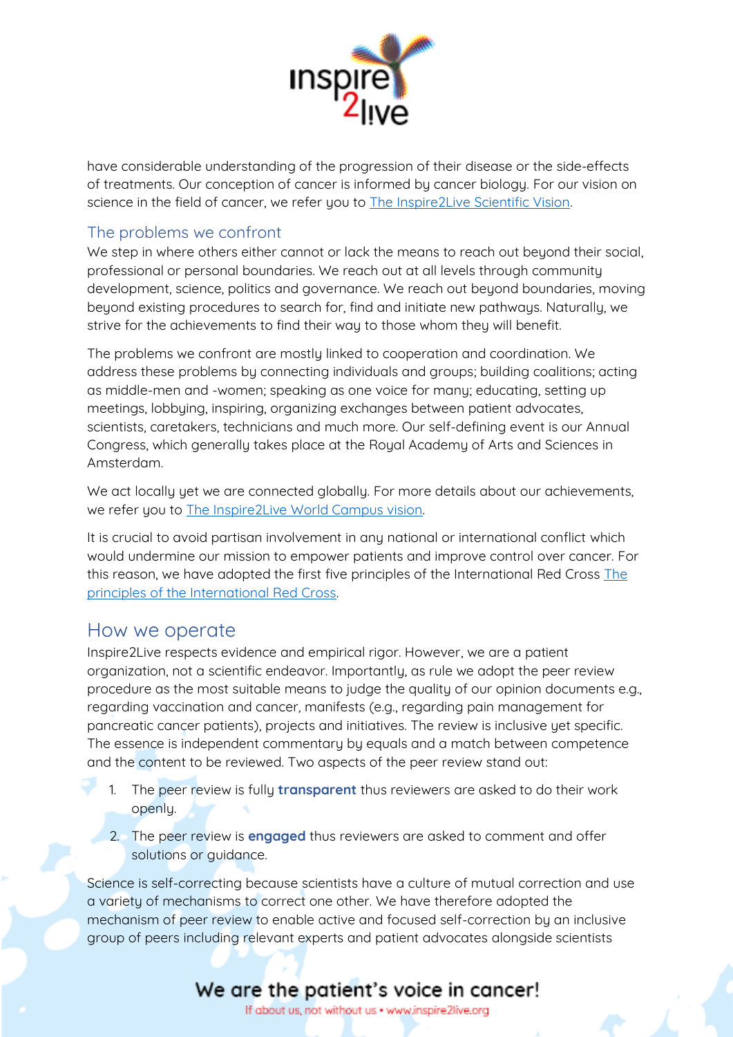have considerable understanding of the progression of their disease or the side-effects of treatments. Our conception of cancer is informed by cancer biology. For our vision on science in the field of cancer, we refer you to [The Inspire2Live Scientific Vision](#).

## The problems we confront

We step in where others either cannot or lack the means to reach out beyond their social, professional or personal boundaries. We reach out at all levels through community development, science, politics and governance. We reach out beyond boundaries, moving beyond existing procedures to search for, find and initiate new pathways. Naturally, we strive for the achievements to find their way to those whom they will benefit.

The problems we confront are mostly linked to cooperation and coordination. We address these problems by connecting individuals and groups; building coalitions; acting as middle-men and -women; speaking as one voice for many; educating, setting up meetings, lobbying, inspiring, organizing exchanges between patient advocates, scientists, caretakers, technicians and much more. Our self-defining event is our Annual Congress, which generally takes place at the Royal Academy of Arts and Sciences in Amsterdam.

We act locally yet we are connected globally. For more details about our achievements, we refer you to [The Inspire2Live World Campus vision](#).

It is crucial to avoid partisan involvement in any national or international conflict which would undermine our mission to empower patients and improve control over cancer. For this reason, we have adopted the first five principles of the International Red Cross [The principles of the International Red Cross](#).

# How we operate

Inspire2Live respects evidence and empirical rigor. However, we are a patient organization, not a scientific endeavor. Importantly, as rule we adopt the peer review procedure as the most suitable means to judge the quality of our opinion documents e.g., regarding vaccination and cancer, manifests (e.g., regarding pain management for pancreatic cancer patients), projects and initiatives. The review is inclusive yet specific. The essence is independent commentary by equals and a match between competence and the content to be reviewed. Two aspects of the peer review stand out:

1. The peer review is fully **transparent** thus reviewers are asked to do their work openly.
2. The peer review is **engaged** thus reviewers are asked to comment and offer solutions or guidance.

Science is self-correcting because scientists have a culture of mutual correction and use a variety of mechanisms to correct one other. We have therefore adopted the mechanism of peer review to enable active and focused self-correction by an inclusive group of peers including relevant experts and patient advocates alongside scientists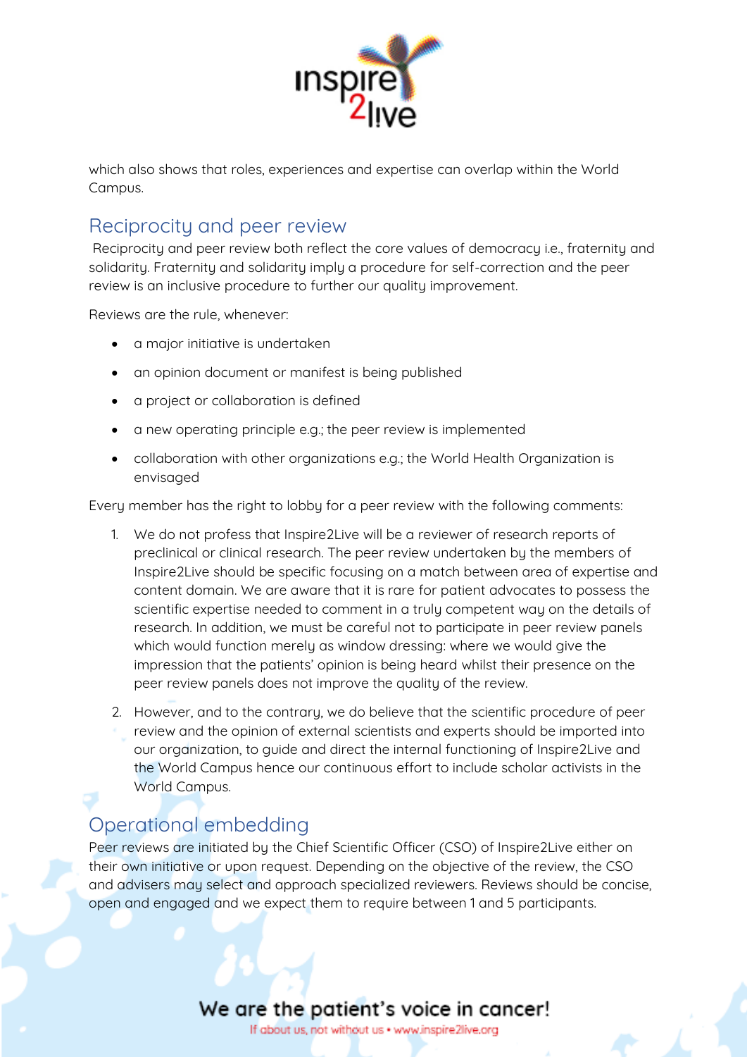which also shows that roles, experiences and expertise can overlap within the World Campus.

## Reciprocity and peer review

Reciprocity and peer review both reflect the core values of democracy i.e., fraternity and solidarity. Fraternity and solidarity imply a procedure for self-correction and the peer review is an inclusive procedure to further our quality improvement.

Reviews are the rule, whenever:

- a major initiative is undertaken
- an opinion document or manifest is being published
- a project or collaboration is defined
- a new operating principle e.g.; the peer review is implemented
- collaboration with other organizations e.g.; the World Health Organization is envisaged

Every member has the right to lobby for a peer review with the following comments:

1. We do not profess that Inspire2Live will be a reviewer of research reports of preclinical or clinical research. The peer review undertaken by the members of Inspire2Live should be specific focusing on a match between area of expertise and content domain. We are aware that it is rare for patient advocates to possess the scientific expertise needed to comment in a truly competent way on the details of research. In addition, we must be careful not to participate in peer review panels which would function merely as window dressing: where we would give the impression that the patients' opinion is being heard whilst their presence on the peer review panels does not improve the quality of the review.
2. However, and to the contrary, we do believe that the scientific procedure of peer review and the opinion of external scientists and experts should be imported into our organization, to guide and direct the internal functioning of Inspire2Live and the World Campus hence our continuous effort to include scholar activists in the World Campus.

## Operational embedding

Peer reviews are initiated by the Chief Scientific Officer (CSO) of Inspire2Live either on their own initiative or upon request. Depending on the objective of the review, the CSO and advisers may select and approach specialized reviewers. Reviews should be concise, open and engaged and we expect them to require between 1 and 5 participants.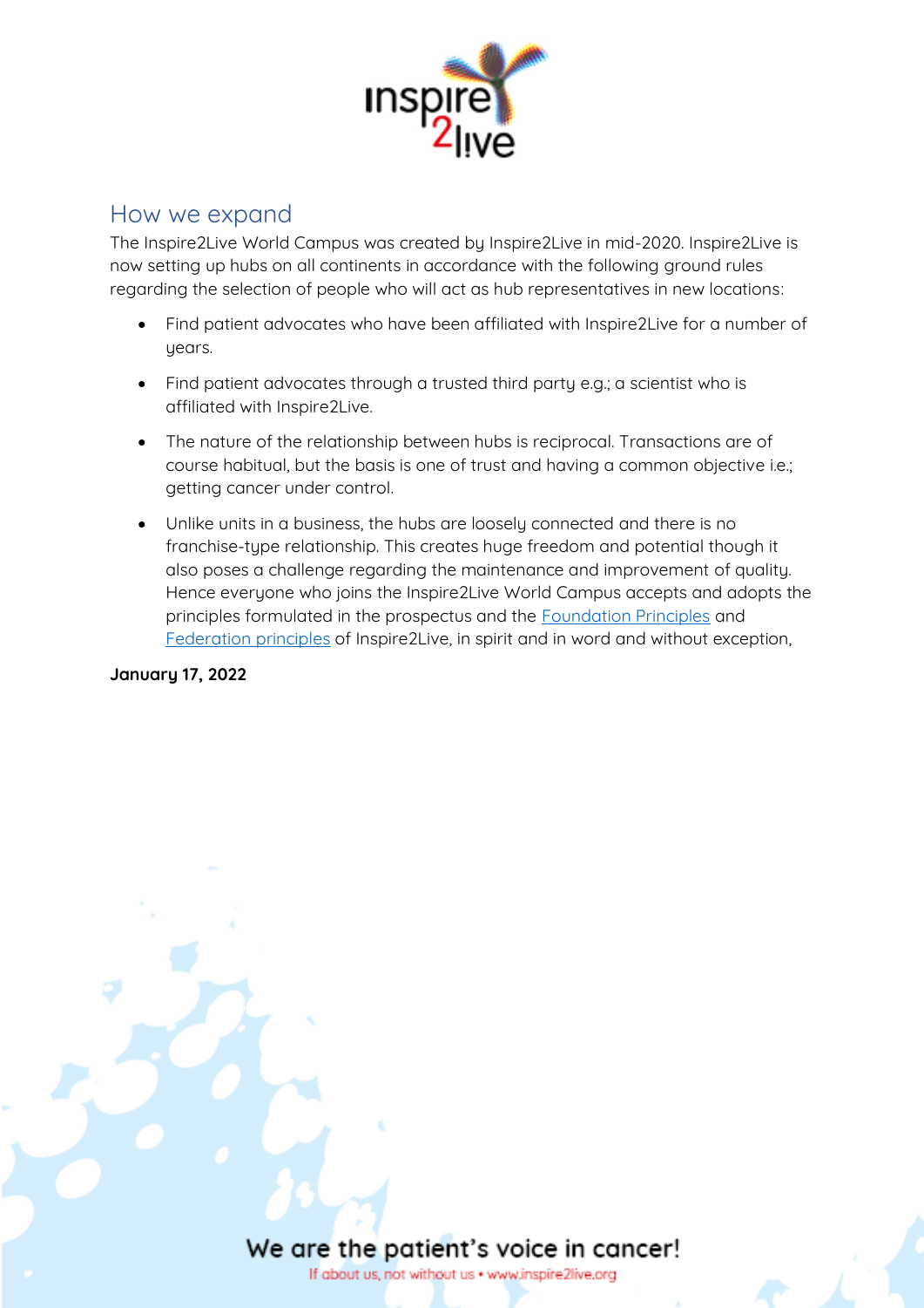## How we expand

The Inspire2Live World Campus was created by Inspire2Live in mid-2020. Inspire2Live is now setting up hubs on all continents in accordance with the following ground rules regarding the selection of people who will act as hub representatives in new locations:

- Find patient advocates who have been affiliated with Inspire2Live for a number of years.
- Find patient advocates through a trusted third party e.g.; a scientist who is affiliated with Inspire2Live.
- The nature of the relationship between hubs is reciprocal. Transactions are of course habitual, but the basis is one of trust and having a common objective i.e.; getting cancer under control.
- Unlike units in a business, the hubs are loosely connected and there is no franchise-type relationship. This creates huge freedom and potential though it also poses a challenge regarding the maintenance and improvement of quality. Hence everyone who joins the Inspire2Live World Campus accepts and adopts the principles formulated in the prospectus and the Foundation Principles and Federation principles of Inspire2Live, in spirit and in word and without exception,

**January 17, 2022**